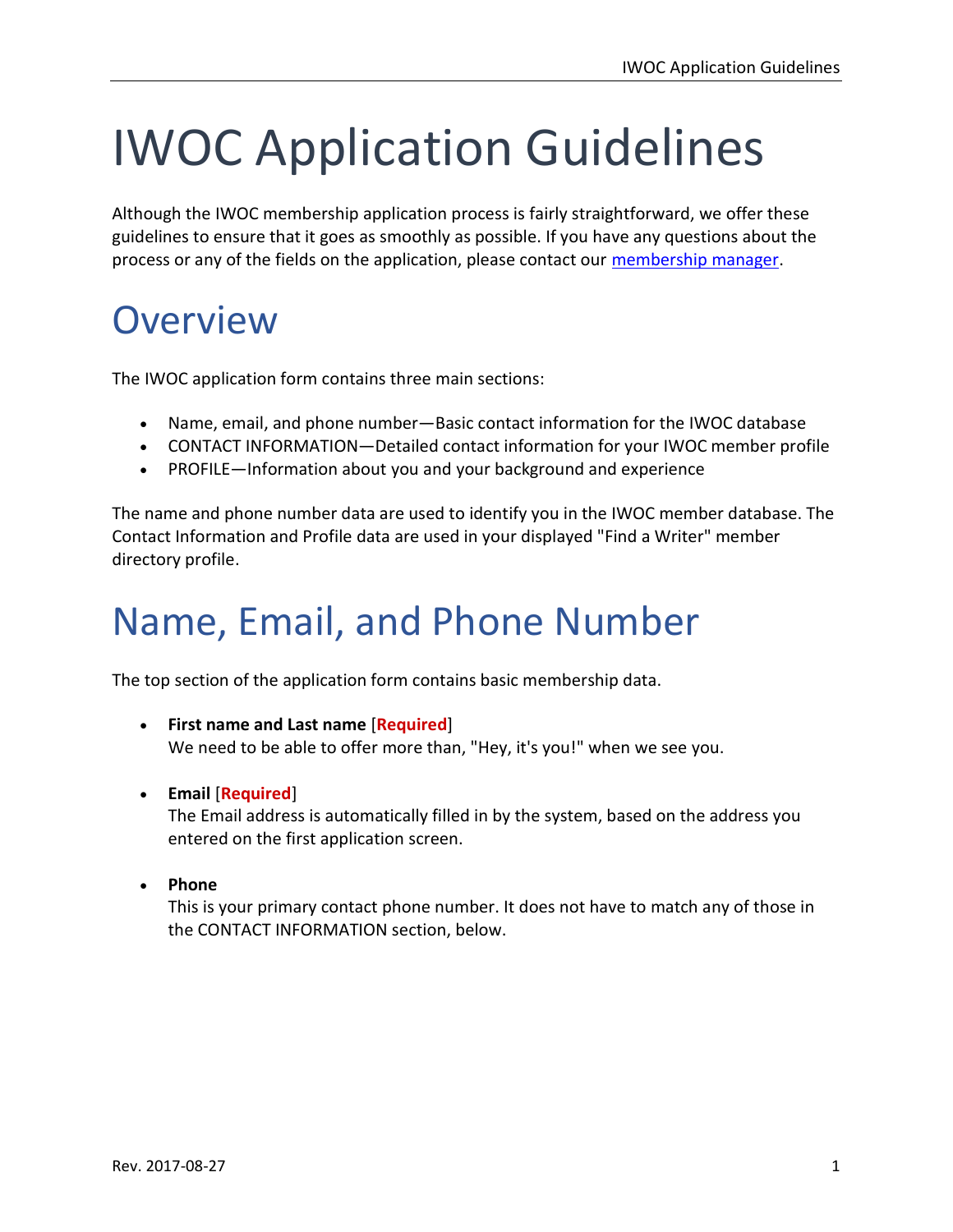# IWOC Application Guidelines

Although the IWOC membership application process is fairly straightforward, we offer these guidelines to ensure that it goes as smoothly as possible. If you have any questions about the process or any of the fields on the application, please contact our membership manager.

## Overview

The IWOC application form contains three main sections:

- Name, email, and phone number—Basic contact information for the IWOC database
- CONTACT INFORMATION—Detailed contact information for your IWOC member profile
- PROFILE—Information about you and your background and experience

The name and phone number data are used to identify you in the IWOC member database. The Contact Information and Profile data are used in your displayed "Find a Writer" member directory profile.

## Name, Email, and Phone Number

The top section of the application form contains basic membership data.

- **First name and Last name** [**Required**]
  We need to be able to offer more than, "Hey, it's you!" when we see you.

- **Email** [**Required**]
  The Email address is automatically filled in by the system, based on the address you entered on the first application screen.

- **Phone**
  This is your primary contact phone number. It does not have to match any of those in the CONTACT INFORMATION section, below.

Rev. 2017-08-27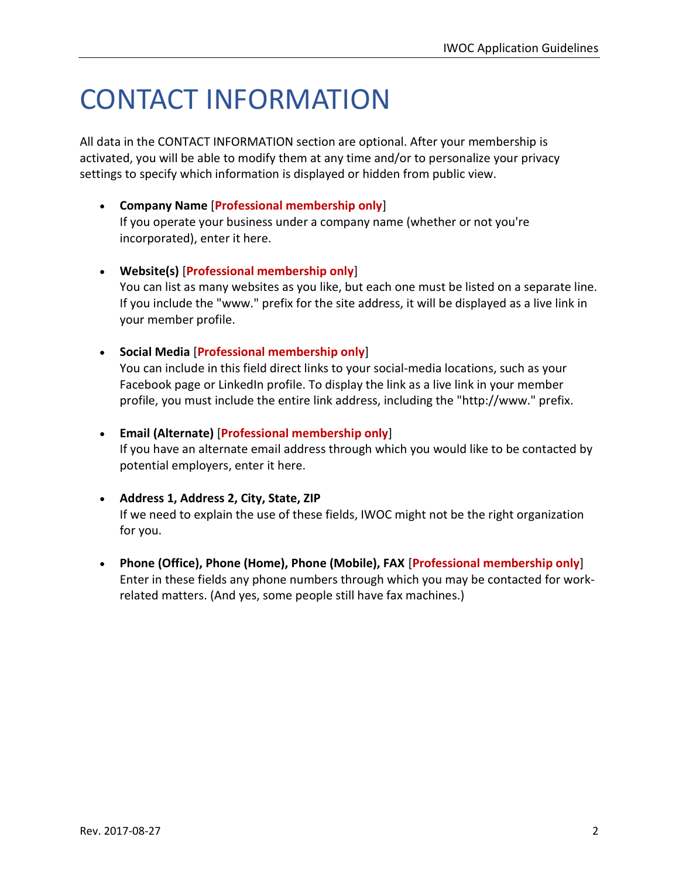# CONTACT INFORMATION

All data in the CONTACT INFORMATION section are optional. After your membership is activated, you will be able to modify them at any time and/or to personalize your privacy settings to specify which information is displayed or hidden from public view.

- **Company Name** [**Professional membership only**]
  If you operate your business under a company name (whether or not you're incorporated), enter it here.

- **Website(s)** [**Professional membership only**]
  You can list as many websites as you like, but each one must be listed on a separate line. If you include the "www." prefix for the site address, it will be displayed as a live link in your member profile.

- **Social Media** [**Professional membership only**]
  You can include in this field direct links to your social-media locations, such as your Facebook page or LinkedIn profile. To display the link as a live link in your member profile, you must include the entire link address, including the "http://www." prefix.

- **Email (Alternate)** [**Professional membership only**]
  If you have an alternate email address through which you would like to be contacted by potential employers, enter it here.

- **Address 1, Address 2, City, State, ZIP**
  If we need to explain the use of these fields, IWOC might not be the right organization for you.

- **Phone (Office), Phone (Home), Phone (Mobile), FAX** [**Professional membership only**]
  Enter in these fields any phone numbers through which you may be contacted for work-related matters. (And yes, some people still have fax machines.)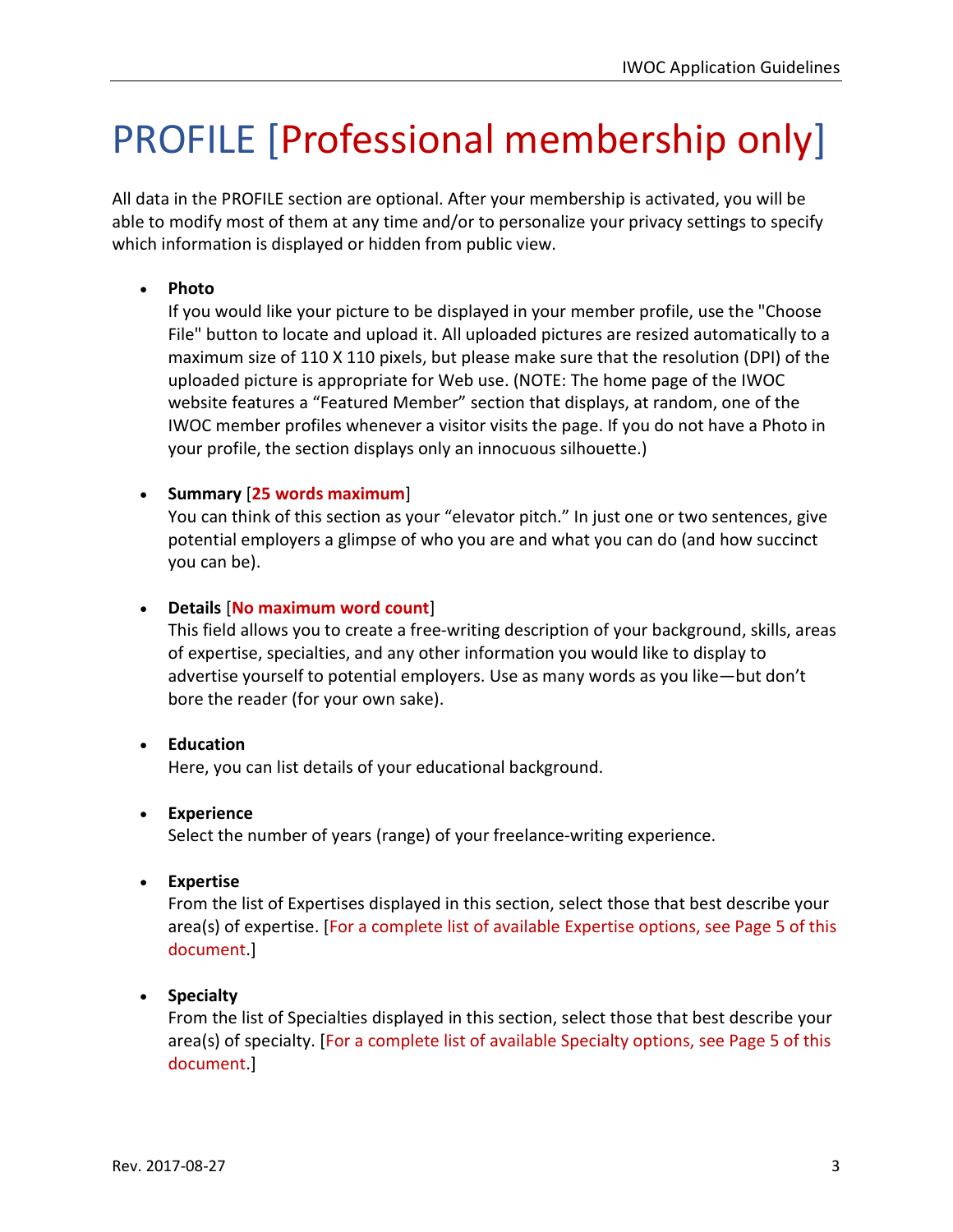# PROFILE [Professional membership only]

All data in the PROFILE section are optional. After your membership is activated, you will be able to modify most of them at any time and/or to personalize your privacy settings to specify which information is displayed or hidden from public view.

- **Photo**
  If you would like your picture to be displayed in your member profile, use the "Choose File" button to locate and upload it. All uploaded pictures are resized automatically to a maximum size of 110 X 110 pixels, but please make sure that the resolution (DPI) of the uploaded picture is appropriate for Web use. (NOTE: The home page of the IWOC website features a "Featured Member" section that displays, at random, one of the IWOC member profiles whenever a visitor visits the page. If you do not have a Photo in your profile, the section displays only an innocuous silhouette.)

- **Summary** [**25 words maximum**]
  You can think of this section as your "elevator pitch." In just one or two sentences, give potential employers a glimpse of who you are and what you can do (and how succinct you can be).

- **Details** [**No maximum word count**]
  This field allows you to create a free-writing description of your background, skills, areas of expertise, specialties, and any other information you would like to display to advertise yourself to potential employers. Use as many words as you like—but don't bore the reader (for your own sake).

- **Education**
  Here, you can list details of your educational background.

- **Experience**
  Select the number of years (range) of your freelance-writing experience.

- **Expertise**
  From the list of Expertises displayed in this section, select those that best describe your area(s) of expertise. [For a complete list of available Expertise options, see Page 5 of this document.]

- **Specialty**
  From the list of Specialties displayed in this section, select those that best describe your area(s) of specialty. [For a complete list of available Specialty options, see Page 5 of this document.]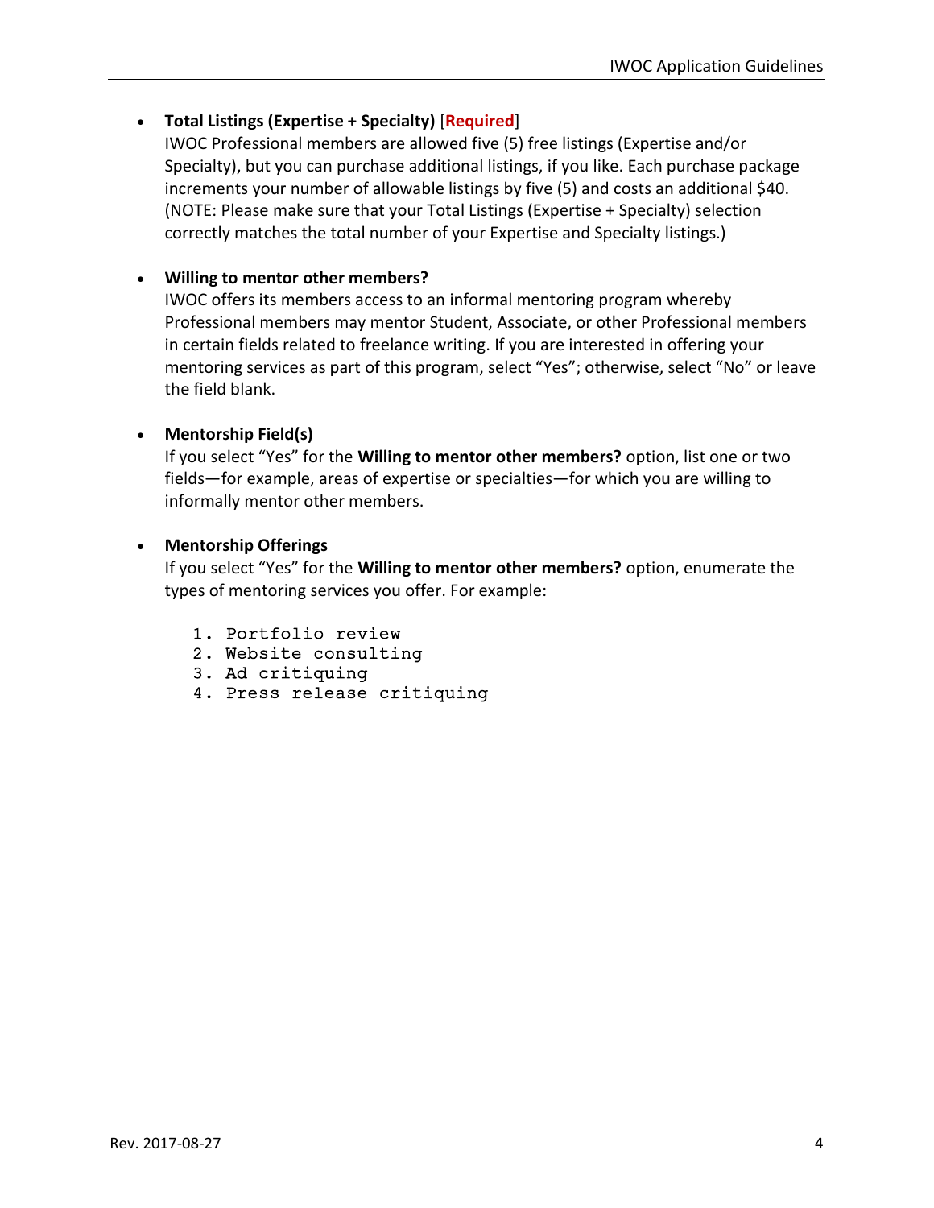- **Total Listings (Expertise + Specialty)** [**Required**]
  IWOC Professional members are allowed five (5) free listings (Expertise and/or Specialty), but you can purchase additional listings, if you like. Each purchase package increments your number of allowable listings by five (5) and costs an additional $40. (NOTE: Please make sure that your Total Listings (Expertise + Specialty) selection correctly matches the total number of your Expertise and Specialty listings.)

- **Willing to mentor other members?**
  IWOC offers its members access to an informal mentoring program whereby Professional members may mentor Student, Associate, or other Professional members in certain fields related to freelance writing. If you are interested in offering your mentoring services as part of this program, select "Yes"; otherwise, select "No" or leave the field blank.

- **Mentorship Field(s)**
  If you select "Yes" for the **Willing to mentor other members?** option, list one or two fields—for example, areas of expertise or specialties—for which you are willing to informally mentor other members.

- **Mentorship Offerings**
  If you select "Yes" for the **Willing to mentor other members?** option, enumerate the types of mentoring services you offer. For example:

  ```
  1. Portfolio review
  2. Website consulting
  3. Ad critiquing
  4. Press release critiquing
  ```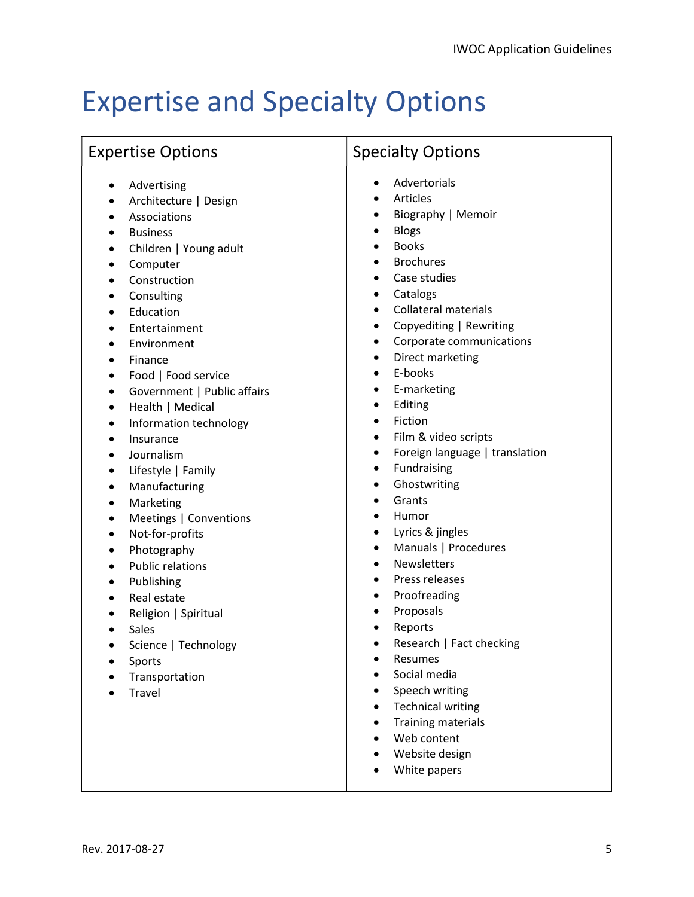# Expertise and Specialty Options

| Expertise Options | Specialty Options |
| --- | --- |
| • Advertising<br>• Architecture \| Design<br>• Associations<br>• Business<br>• Children \| Young adult<br>• Computer<br>• Construction<br>• Consulting<br>• Education<br>• Entertainment<br>• Environment<br>• Finance<br>• Food \| Food service<br>• Government \| Public affairs<br>• Health \| Medical<br>• Information technology<br>• Insurance<br>• Journalism<br>• Lifestyle \| Family<br>• Manufacturing<br>• Marketing<br>• Meetings \| Conventions<br>• Not-for-profits<br>• Photography<br>• Public relations<br>• Publishing<br>• Real estate<br>• Religion \| Spiritual<br>• Sales<br>• Science \| Technology<br>• Sports<br>• Transportation<br>• Travel | • Advertorials<br>• Articles<br>• Biography \| Memoir<br>• Blogs<br>• Books<br>• Brochures<br>• Case studies<br>• Catalogs<br>• Collateral materials<br>• Copyediting \| Rewriting<br>• Corporate communications<br>• Direct marketing<br>• E-books<br>• E-marketing<br>• Editing<br>• Fiction<br>• Film & video scripts<br>• Foreign language \| translation<br>• Fundraising<br>• Ghostwriting<br>• Grants<br>• Humor<br>• Lyrics & jingles<br>• Manuals \| Procedures<br>• Newsletters<br>• Press releases<br>• Proofreading<br>• Proposals<br>• Reports<br>• Research \| Fact checking<br>• Resumes<br>• Social media<br>• Speech writing<br>• Technical writing<br>• Training materials<br>• Web content<br>• Website design<br>• White papers |